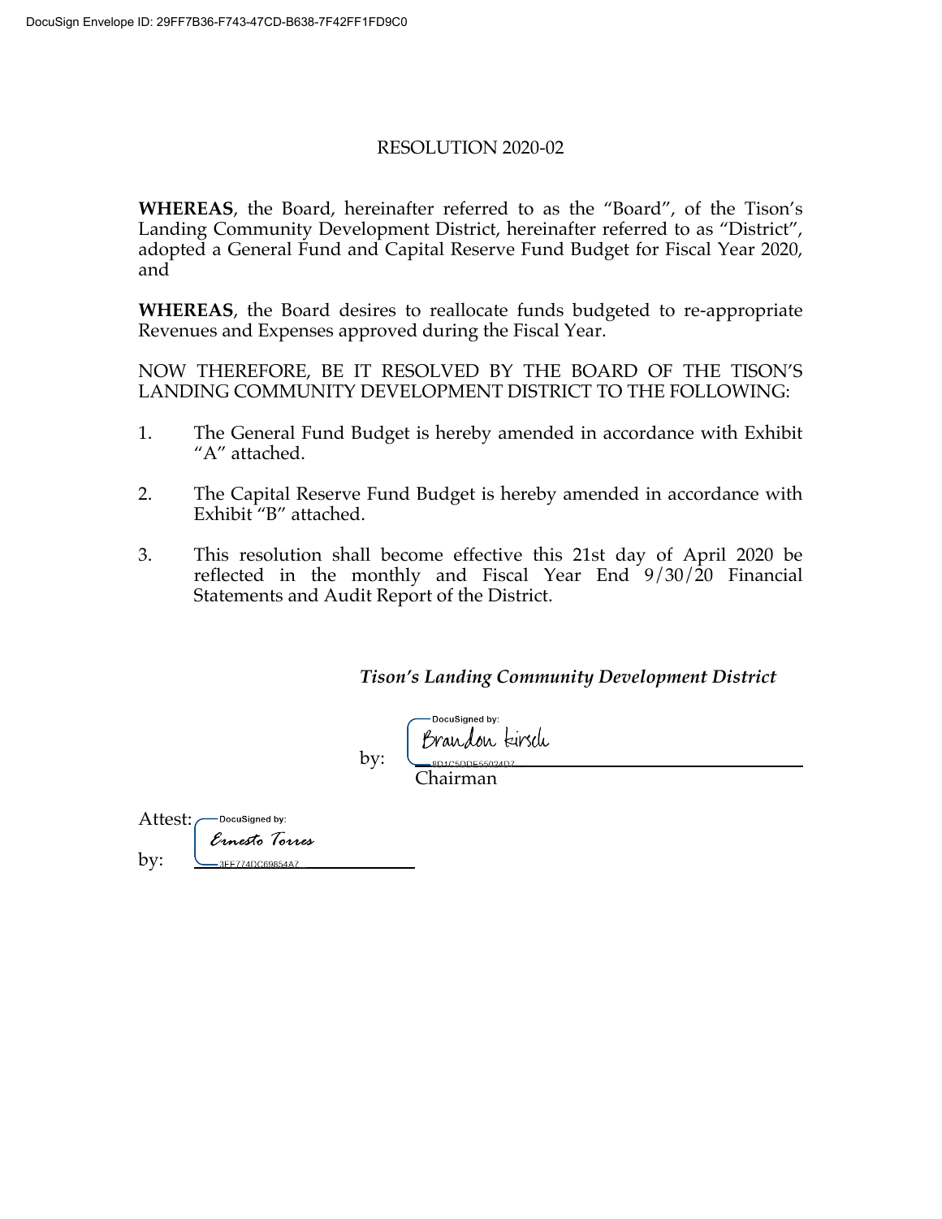DocuSign Envelope ID: 29FF7B36-F743-47CD-B638-7F42FF1FD9C0

# RESOLUTION 2020-02

**WHEREAS**, the Board, hereinafter referred to as the "Board", of the Tison's Landing Community Development District, hereinafter referred to as "District", adopted a General Fund and Capital Reserve Fund Budget for Fiscal Year 2020, and

**WHEREAS**, the Board desires to reallocate funds budgeted to re-appropriate Revenues and Expenses approved during the Fiscal Year.

NOW THEREFORE, BE IT RESOLVED BY THE BOARD OF THE TISON'S LANDING COMMUNITY DEVELOPMENT DISTRICT TO THE FOLLOWING:

1. The General Fund Budget is hereby amended in accordance with Exhibit "A" attached.

2. The Capital Reserve Fund Budget is hereby amended in accordance with Exhibit "B" attached.

3. This resolution shall become effective this 21st day of April 2020 be reflected in the monthly and Fiscal Year End 9/30/20 Financial Statements and Audit Report of the District.

***Tison's Landing Community Development District***

by: DocuSigned by: Brandon Kirsch
8D1C5DDE55024D7
Chairman

Attest:
by: DocuSigned by: Ernesto Torres
3FF774DC69854A7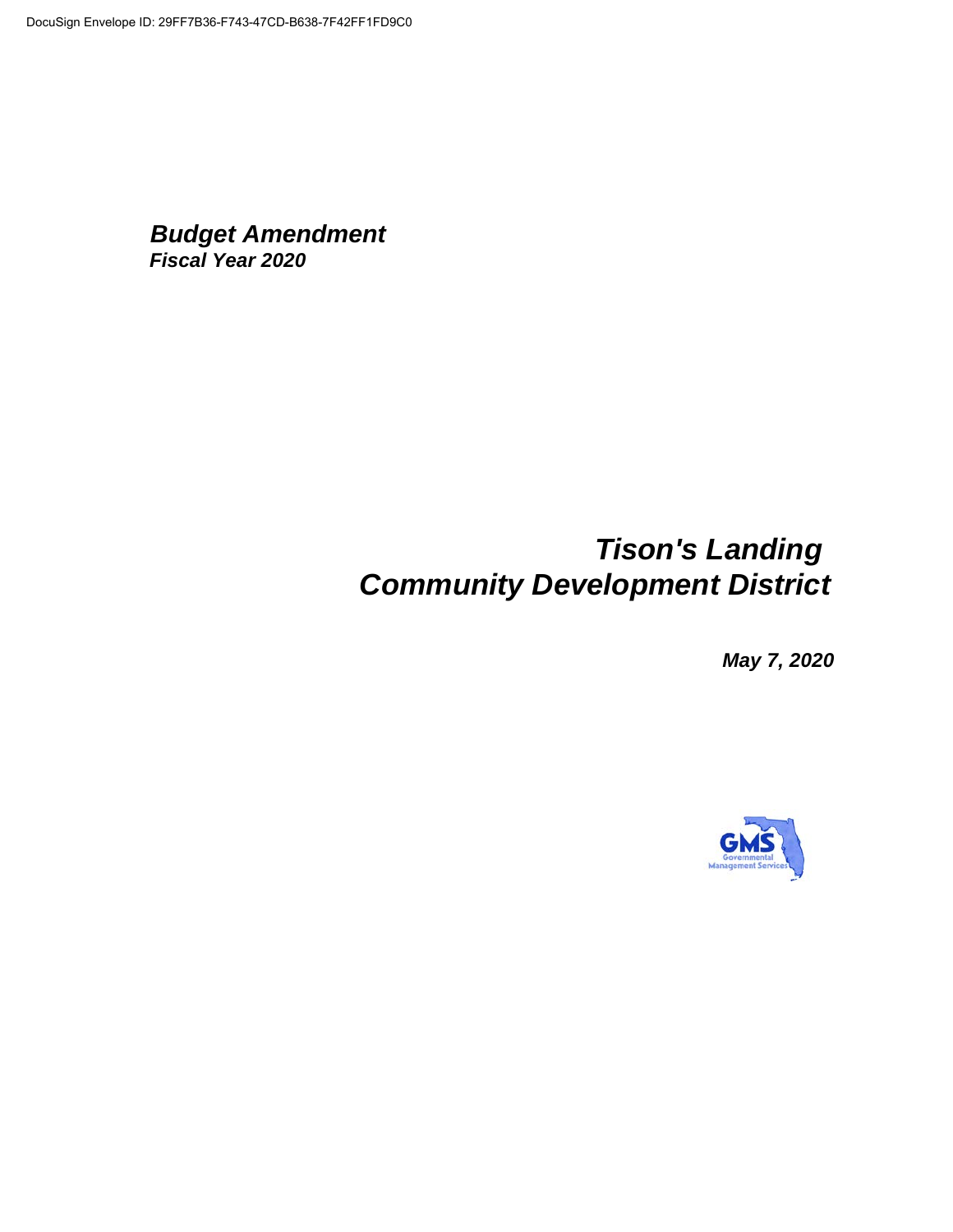***Budget Amendment***
***Fiscal Year 2020***

# *Tison's Landing Community Development District*

***May 7, 2020***

GMS Governmental Management Services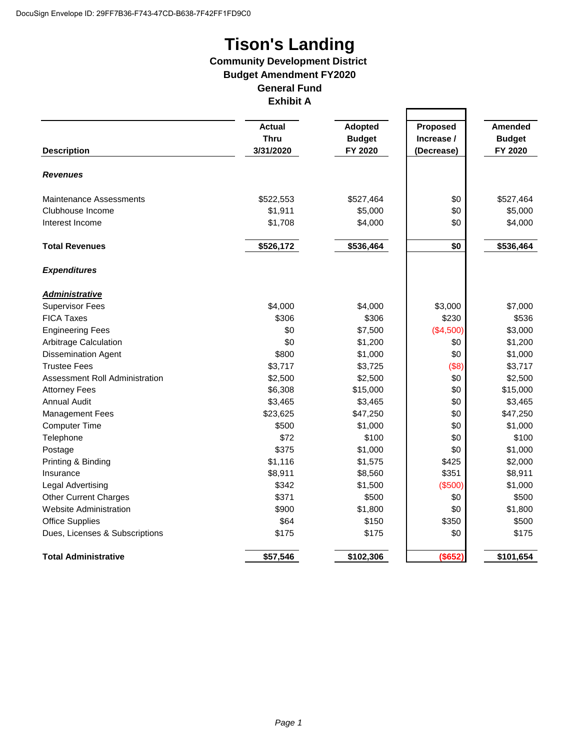DocuSign Envelope ID: 29FF7B36-F743-47CD-B638-7F42FF1FD9C0

# Tison's Landing

## Community Development District
## Budget Amendment FY2020
## General Fund
## Exhibit A

| Description | Actual Thru 3/31/2020 | Adopted Budget FY 2020 | Proposed Increase / (Decrease) | Amended Budget FY 2020 |
|---|---|---|---|---|
| ***Revenues*** | | | | |
| Maintenance Assessments | $522,553 | $527,464 | $0 | $527,464 |
| Clubhouse Income | $1,911 | $5,000 | $0 | $5,000 |
| Interest Income | $1,708 | $4,000 | $0 | $4,000 |
| **Total Revenues** | **$526,172** | **$536,464** | **$0** | **$536,464** |
| ***Expenditures*** | | | | |
| ***Administrative*** | | | | |
| Supervisor Fees | $4,000 | $4,000 | $3,000 | $7,000 |
| FICA Taxes | $306 | $306 | $230 | $536 |
| Engineering Fees | $0 | $7,500 | ($4,500) | $3,000 |
| Arbitrage Calculation | $0 | $1,200 | $0 | $1,200 |
| Dissemination Agent | $800 | $1,000 | $0 | $1,000 |
| Trustee Fees | $3,717 | $3,725 | ($8) | $3,717 |
| Assessment Roll Administration | $2,500 | $2,500 | $0 | $2,500 |
| Attorney Fees | $6,308 | $15,000 | $0 | $15,000 |
| Annual Audit | $3,465 | $3,465 | $0 | $3,465 |
| Management Fees | $23,625 | $47,250 | $0 | $47,250 |
| Computer Time | $500 | $1,000 | $0 | $1,000 |
| Telephone | $72 | $100 | $0 | $100 |
| Postage | $375 | $1,000 | $0 | $1,000 |
| Printing & Binding | $1,116 | $1,575 | $425 | $2,000 |
| Insurance | $8,911 | $8,560 | $351 | $8,911 |
| Legal Advertising | $342 | $1,500 | ($500) | $1,000 |
| Other Current Charges | $371 | $500 | $0 | $500 |
| Website Administration | $900 | $1,800 | $0 | $1,800 |
| Office Supplies | $64 | $150 | $350 | $500 |
| Dues, Licenses & Subscriptions | $175 | $175 | $0 | $175 |
| **Total Administrative** | **$57,546** | **$102,306** | **($652)** | **$101,654** |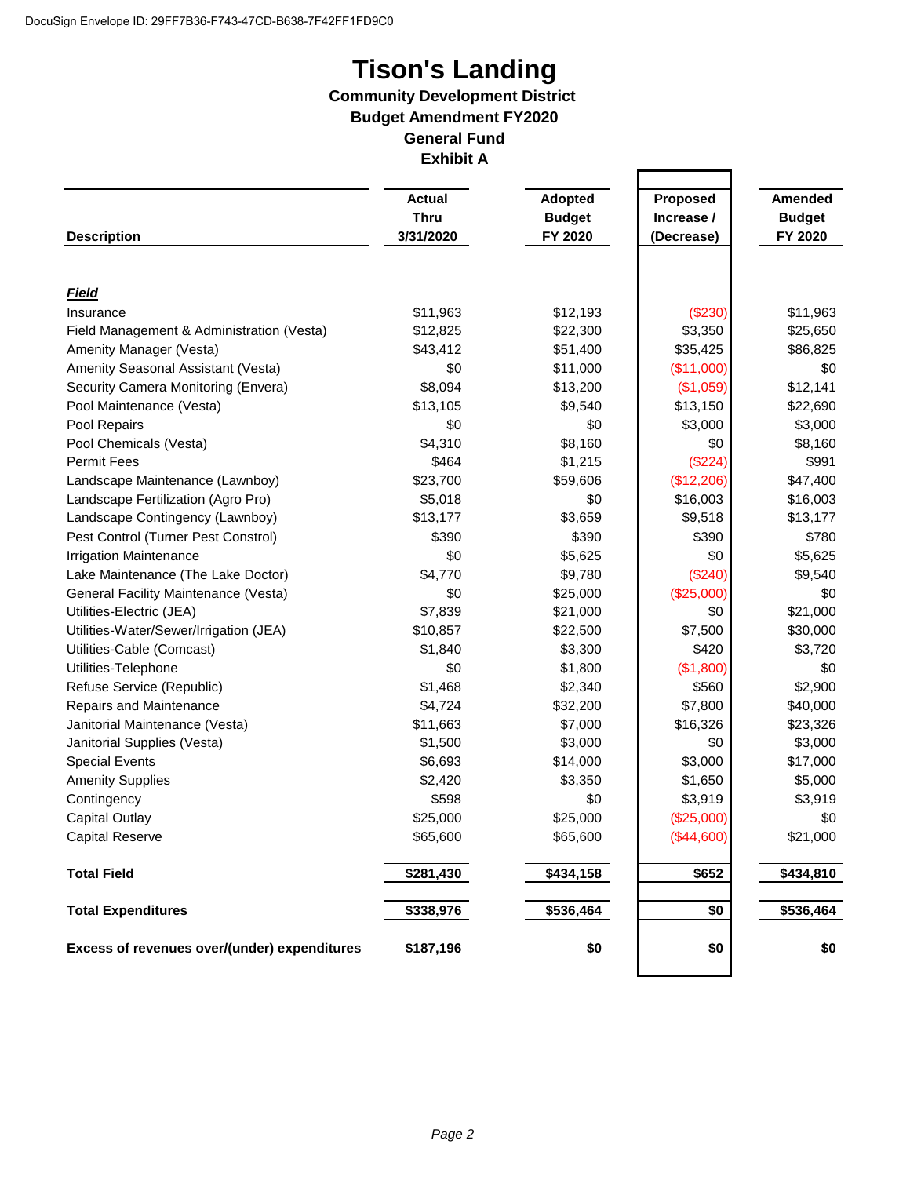# Tison's Landing

## Community Development District

### Budget Amendment FY2020

### General Fund

### Exhibit A

| Description | Actual Thru 3/31/2020 | Adopted Budget FY 2020 | Proposed Increase / (Decrease) | Amended Budget FY 2020 |
|---|---|---|---|---|
| ***Field*** | | | | |
| Insurance | $11,963 | $12,193 | ($230) | $11,963 |
| Field Management & Administration (Vesta) | $12,825 | $22,300 | $3,350 | $25,650 |
| Amenity Manager (Vesta) | $43,412 | $51,400 | $35,425 | $86,825 |
| Amenity Seasonal Assistant (Vesta) | $0 | $11,000 | ($11,000) | $0 |
| Security Camera Monitoring (Envera) | $8,094 | $13,200 | ($1,059) | $12,141 |
| Pool Maintenance (Vesta) | $13,105 | $9,540 | $13,150 | $22,690 |
| Pool Repairs | $0 | $0 | $3,000 | $3,000 |
| Pool Chemicals (Vesta) | $4,310 | $8,160 | $0 | $8,160 |
| Permit Fees | $464 | $1,215 | ($224) | $991 |
| Landscape Maintenance (Lawnboy) | $23,700 | $59,606 | ($12,206) | $47,400 |
| Landscape Fertilization (Agro Pro) | $5,018 | $0 | $16,003 | $16,003 |
| Landscape Contingency (Lawnboy) | $13,177 | $3,659 | $9,518 | $13,177 |
| Pest Control (Turner Pest Constrol) | $390 | $390 | $390 | $780 |
| Irrigation Maintenance | $0 | $5,625 | $0 | $5,625 |
| Lake Maintenance (The Lake Doctor) | $4,770 | $9,780 | ($240) | $9,540 |
| General Facility Maintenance (Vesta) | $0 | $25,000 | ($25,000) | $0 |
| Utilities-Electric (JEA) | $7,839 | $21,000 | $0 | $21,000 |
| Utilities-Water/Sewer/Irrigation (JEA) | $10,857 | $22,500 | $7,500 | $30,000 |
| Utilities-Cable (Comcast) | $1,840 | $3,300 | $420 | $3,720 |
| Utilities-Telephone | $0 | $1,800 | ($1,800) | $0 |
| Refuse Service (Republic) | $1,468 | $2,340 | $560 | $2,900 |
| Repairs and Maintenance | $4,724 | $32,200 | $7,800 | $40,000 |
| Janitorial Maintenance (Vesta) | $11,663 | $7,000 | $16,326 | $23,326 |
| Janitorial Supplies (Vesta) | $1,500 | $3,000 | $0 | $3,000 |
| Special Events | $6,693 | $14,000 | $3,000 | $17,000 |
| Amenity Supplies | $2,420 | $3,350 | $1,650 | $5,000 |
| Contingency | $598 | $0 | $3,919 | $3,919 |
| Capital Outlay | $25,000 | $25,000 | ($25,000) | $0 |
| Capital Reserve | $65,600 | $65,600 | ($44,600) | $21,000 |
| **Total Field** | **$281,430** | **$434,158** | **$652** | **$434,810** |
| **Total Expenditures** | **$338,976** | **$536,464** | **$0** | **$536,464** |
| **Excess of revenues over/(under) expenditures** | **$187,196** | **$0** | **$0** | **$0** |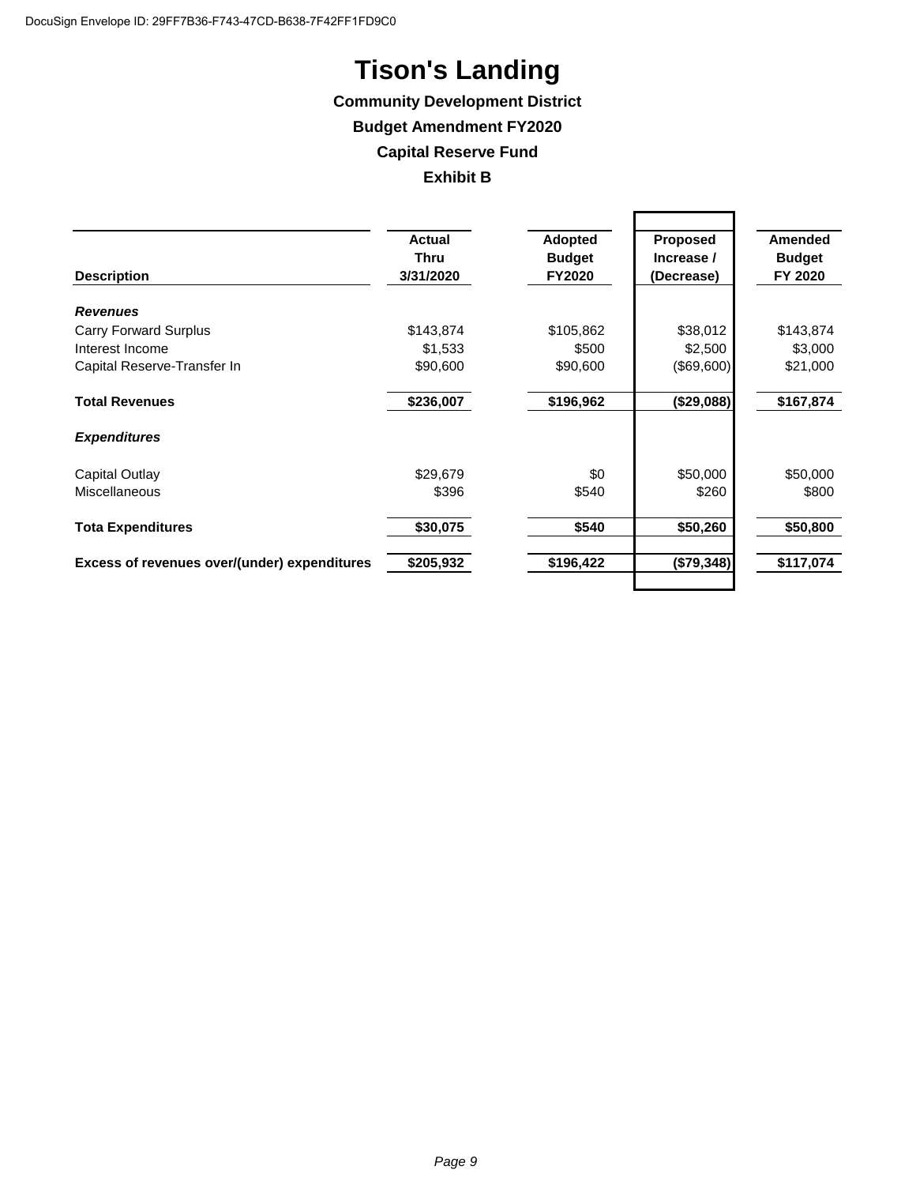# Tison's Landing

### Community Development District

### Budget Amendment FY2020

### Capital Reserve Fund

### Exhibit B

| Description | Actual Thru 3/31/2020 | Adopted Budget FY2020 | Proposed Increase / (Decrease) | Amended Budget FY 2020 |
|---|---|---|---|---|
| ***Revenues*** | | | | |
| Carry Forward Surplus | $143,874 | $105,862 | $38,012 | $143,874 |
| Interest Income | $1,533 | $500 | $2,500 | $3,000 |
| Capital Reserve-Transfer In | $90,600 | $90,600 | ($69,600) | $21,000 |
| **Total Revenues** | **$236,007** | **$196,962** | **($29,088)** | **$167,874** |
| ***Expenditures*** | | | | |
| Capital Outlay | $29,679 | $0 | $50,000 | $50,000 |
| Miscellaneous | $396 | $540 | $260 | $800 |
| **Tota Expenditures** | **$30,075** | **$540** | **$50,260** | **$50,800** |
| **Excess of revenues over/(under) expenditures** | **$205,932** | **$196,422** | **($79,348)** | **$117,074** |